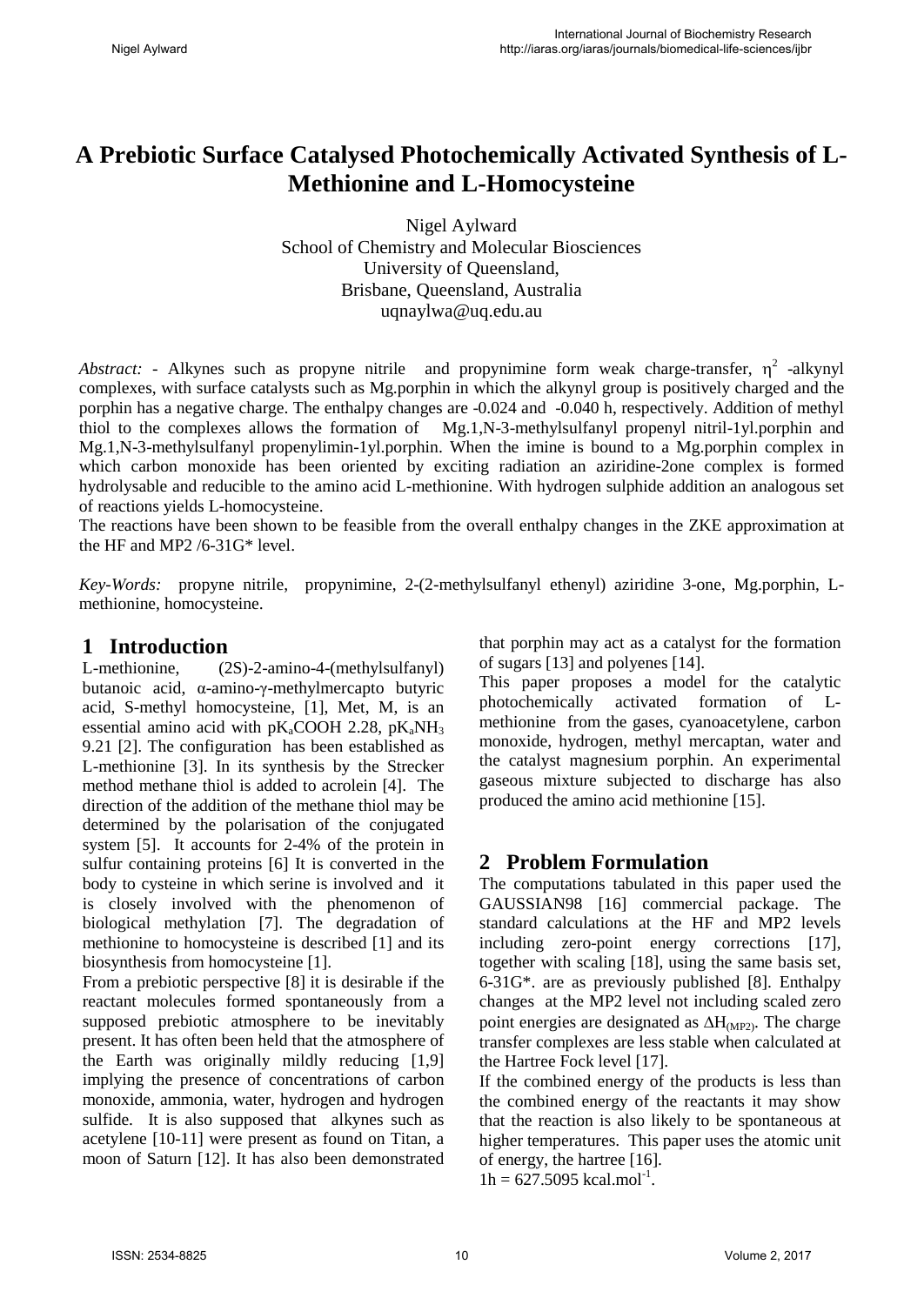# A Prebiotic Surface Catalysed Photochemically Activated Synthesis of L-Methionine and L-Homocysteine

Nigel Aylward
School of Chemistry and Molecular Biosciences
University of Queensland,
Brisbane, Queensland, Australia
uqnaylwa@uq.edu.au

*Abstract:* - Alkynes such as propyne nitrile and propynimine form weak charge-transfer, $\eta^2$ -alkynyl complexes, with surface catalysts such as Mg.porphin in which the alkynyl group is positively charged and the porphin has a negative charge. The enthalpy changes are -0.024 and -0.040 h, respectively. Addition of methyl thiol to the complexes allows the formation of Mg.1,N-3-methylsulfanyl propenyl nitril-1yl.porphin and Mg.1,N-3-methylsulfanyl propenylimin-1yl.porphin. When the imine is bound to a Mg.porphin complex in which carbon monoxide has been oriented by exciting radiation an aziridine-2one complex is formed hydrolysable and reducible to the amino acid L-methionine. With hydrogen sulphide addition an analogous set of reactions yields L-homocysteine.

The reactions have been shown to be feasible from the overall enthalpy changes in the ZKE approximation at the HF and MP2 /6-31G* level.

*Key-Words:* propyne nitrile, propynimine, 2-(2-methylsulfanyl ethenyl) aziridine 3-one, Mg.porphin, L-methionine, homocysteine.

## 1 Introduction

L-methionine, (2S)-2-amino-4-(methylsulfanyl) butanoic acid, α-amino-γ-methylmercapto butyric acid, S-methyl homocysteine, [1], Met, M, is an essential amino acid with $pK_aCOOH$ 2.28, $pK_aNH_3$ 9.21 [2]. The configuration has been established as L-methionine [3]. In its synthesis by the Strecker method methane thiol is added to acrolein [4]. The direction of the addition of the methane thiol may be determined by the polarisation of the conjugated system [5]. It accounts for 2-4% of the protein in sulfur containing proteins [6] It is converted in the body to cysteine in which serine is involved and it is closely involved with the phenomenon of biological methylation [7]. The degradation of methionine to homocysteine is described [1] and its biosynthesis from homocysteine [1].

From a prebiotic perspective [8] it is desirable if the reactant molecules formed spontaneously from a supposed prebiotic atmosphere to be inevitably present. It has often been held that the atmosphere of the Earth was originally mildly reducing [1,9] implying the presence of concentrations of carbon monoxide, ammonia, water, hydrogen and hydrogen sulfide. It is also supposed that alkynes such as acetylene [10-11] were present as found on Titan, a moon of Saturn [12]. It has also been demonstrated that porphin may act as a catalyst for the formation of sugars [13] and polyenes [14].

This paper proposes a model for the catalytic photochemically activated formation of L-methionine from the gases, cyanoacetylene, carbon monoxide, hydrogen, methyl mercaptan, water and the catalyst magnesium porphin. An experimental gaseous mixture subjected to discharge has also produced the amino acid methionine [15].

## 2 Problem Formulation

The computations tabulated in this paper used the GAUSSIAN98 [16] commercial package. The standard calculations at the HF and MP2 levels including zero-point energy corrections [17], together with scaling [18], using the same basis set, 6-31G\*. are as previously published [8]. Enthalpy changes at the MP2 level not including scaled zero point energies are designated as $\Delta H_{(MP2)}$. The charge transfer complexes are less stable when calculated at the Hartree Fock level [17].

If the combined energy of the products is less than the combined energy of the reactants it may show that the reaction is also likely to be spontaneous at higher temperatures. This paper uses the atomic unit of energy, the hartree [16].

$1h = 627.5095\ kcal.mol^{-1}$.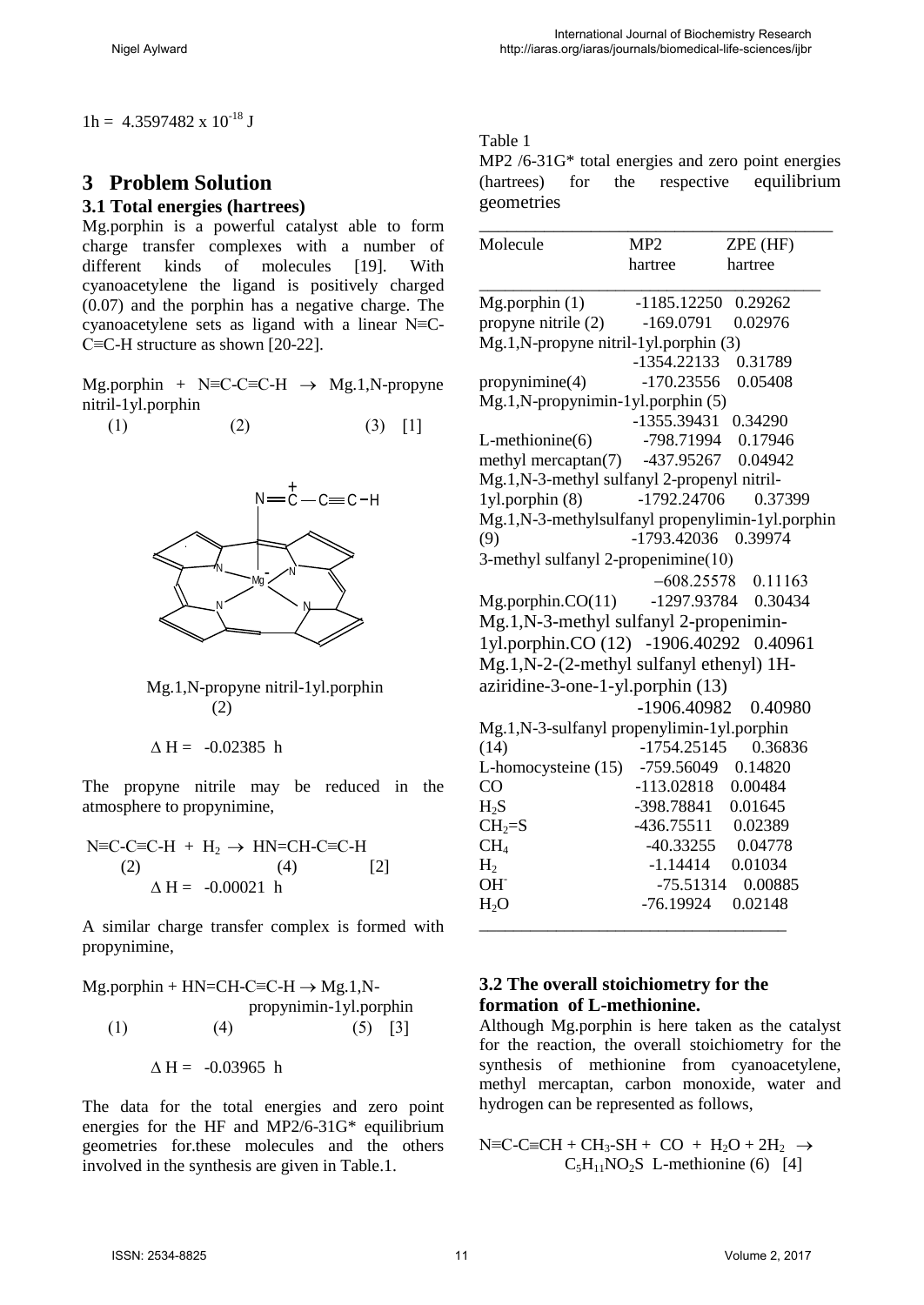1h = 4.3597482 x $10^{-18}$ J

## 3 Problem Solution

### 3.1 Total energies (hartrees)

Mg.porphin is a powerful catalyst able to form charge transfer complexes with a number of different kinds of molecules [19]. With cyanoacetylene the ligand is positively charged (0.07) and the porphin has a negative charge. The cyanoacetylene sets as ligand with a linear N≡C-C≡C-H structure as shown [20-22].

Mg.porphin + N≡C-C≡C-H → Mg.1,N-propyne nitril-1yl.porphin

(1) (2) (3) [1]

Mg.1,N-propyne nitril-1yl.porphin
(2)

$\Delta$ H = -0.02385 h

The propyne nitrile may be reduced in the atmosphere to propynimine,

N≡C-C≡C-H + $H_2$ → HN=CH-C≡C-H

(2) (4) [2]

$\Delta$ H = -0.00021 h

A similar charge transfer complex is formed with propynimine,

Mg.porphin + HN=CH-C≡C-H → Mg.1,N-propynimin-1yl.porphin

(1) (4) (5) [3]

$\Delta$ H = -0.03965 h

The data for the total energies and zero point energies for the HF and MP2/6-31G* equilibrium geometries for.these molecules and the others involved in the synthesis are given in Table.1.

Table 1

MP2 /6-31G* total energies and zero point energies (hartrees) for the respective equilibrium geometries

| Molecule | MP2 hartree | ZPE (HF) hartree |
|---|---|---|
| Mg.porphin (1) | -1185.12250 | 0.29262 |
| propyne nitrile (2) | -169.0791 | 0.02976 |
| Mg.1,N-propyne nitril-1yl.porphin (3) | -1354.22133 | 0.31789 |
| propynimine(4) | -170.23556 | 0.05408 |
| Mg.1,N-propynimin-1yl.porphin (5) | -1355.39431 | 0.34290 |
| L-methionine(6) | -798.71994 | 0.17946 |
| methyl mercaptan(7) | -437.95267 | 0.04942 |
| Mg.1,N-3-methyl sulfanyl 2-propenyl nitril-1yl.porphin (8) | -1792.24706 | 0.37399 |
| Mg.1,N-3-methylsulfanyl propenylimin-1yl.porphin (9) | -1793.42036 | 0.39974 |
| 3-methyl sulfanyl 2-propenimine(10) | –608.25578 | 0.11163 |
| Mg.porphin.CO(11) | -1297.93784 | 0.30434 |
| Mg.1,N-3-methyl sulfanyl 2-propenimin-1yl.porphin.CO (12) | -1906.40292 | 0.40961 |
| Mg.1,N-2-(2-methyl sulfanyl ethenyl) 1H-aziridine-3-one-1-yl.porphin (13) | -1906.40982 | 0.40980 |
| Mg.1,N-3-sulfanyl propenylimin-1yl.porphin (14) | -1754.25145 | 0.36836 |
| L-homocysteine (15) | -759.56049 | 0.14820 |
| CO | -113.02818 | 0.00484 |
| $H_2S$ | -398.78841 | 0.01645 |
| $CH_2$=S | -436.75511 | 0.02389 |
| $CH_4$ | -40.33255 | 0.04778 |
| $H_2$ | -1.14414 | 0.01034 |
| $OH^-$ | -75.51314 | 0.00885 |
| $H_2O$ | -76.19924 | 0.02148 |

### 3.2 The overall stoichiometry for the formation of L-methionine.

Although Mg.porphin is here taken as the catalyst for the reaction, the overall stoichiometry for the synthesis of methionine from cyanoacetylene, methyl mercaptan, carbon monoxide, water and hydrogen can be represented as follows,

N≡C-C≡CH + $CH_3$-SH + CO + $H_2O$ + 2$H_2$ →
$C_5H_{11}NO_2S$ L-methionine (6) [4]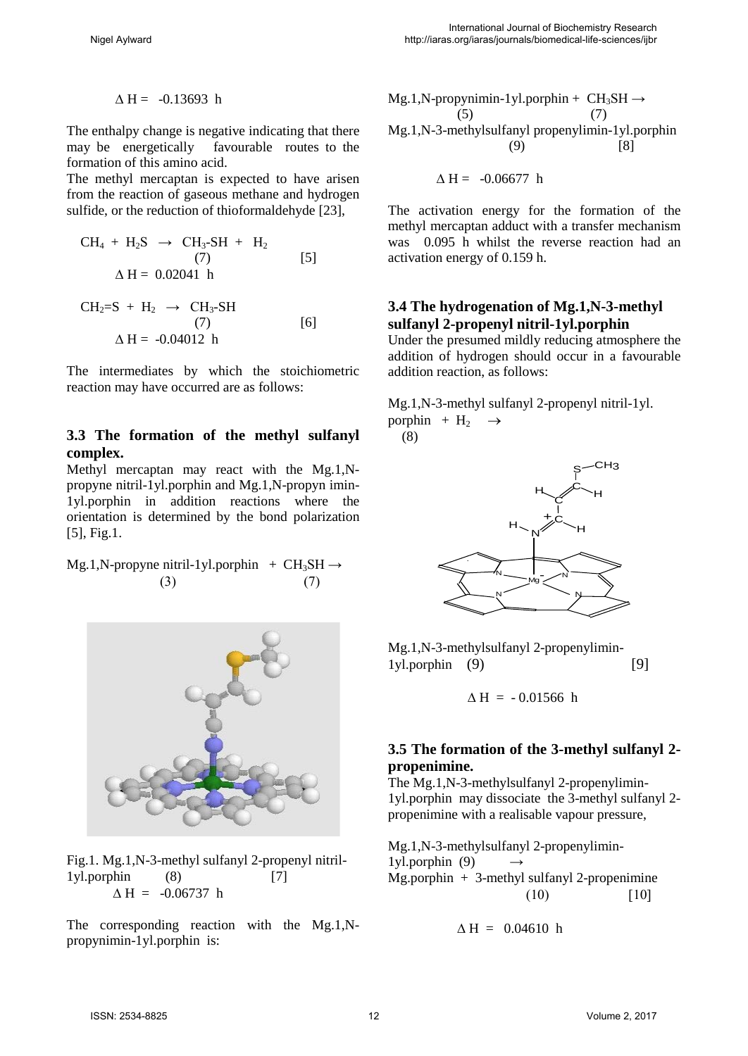$$\Delta H = -0.13693 \text{ h}$$

The enthalpy change is negative indicating that there may be energetically favourable routes to the formation of this amino acid.

The methyl mercaptan is expected to have arisen from the reaction of gaseous methane and hydrogen sulfide, or the reduction of thioformaldehyde [23],

$$CH_4 + H_2S \rightarrow CH_3\text{-}SH + H_2 \quad [5]$$
$$(7)$$
$$\Delta H = 0.02041 \text{ h}$$

$$CH_2{=}S + H_2 \rightarrow CH_3\text{-}SH \quad [6]$$
$$(7)$$
$$\Delta H = -0.04012 \text{ h}$$

The intermediates by which the stoichiometric reaction may have occurred are as follows:

### 3.3 The formation of the methyl sulfanyl complex.

Methyl mercaptan may react with the Mg.1,N-propyne nitril-1yl.porphin and Mg.1,N-propyn imin-1yl.porphin in addition reactions where the orientation is determined by the bond polarization [5], Fig.1.

Mg.1,N-propyne nitril-1yl.porphin + $CH_3SH \rightarrow$
(3) (7)

Fig.1. Mg.1,N-3-methyl sulfanyl 2-propenyl nitril-1yl.porphin (8) [7]

$$\Delta H = -0.06737 \text{ h}$$

The corresponding reaction with the Mg.1,N-propynimin-1yl.porphin is:

Mg.1,N-propynimin-1yl.porphin + $CH_3SH \rightarrow$
(5) (7)
Mg.1,N-3-methylsulfanyl propenylimin-1yl.porphin
(9) [8]

$$\Delta H = -0.06677 \text{ h}$$

The activation energy for the formation of the methyl mercaptan adduct with a transfer mechanism was 0.095 h whilst the reverse reaction had an activation energy of 0.159 h.

### 3.4 The hydrogenation of Mg.1,N-3-methyl sulfanyl 2-propenyl nitril-1yl.porphin

Under the presumed mildly reducing atmosphere the addition of hydrogen should occur in a favourable addition reaction, as follows:

Mg.1,N-3-methyl sulfanyl 2-propenyl nitril-1yl. porphin + $H_2 \rightarrow$
(8)

Mg.1,N-3-methylsulfanyl 2-propenylimin-1yl.porphin (9) [9]

$$\Delta H = -0.01566 \text{ h}$$

### 3.5 The formation of the 3-methyl sulfanyl 2-propenimine.

The Mg.1,N-3-methylsulfanyl 2-propenylimin-1yl.porphin may dissociate the 3-methyl sulfanyl 2-propenimine with a realisable vapour pressure,

Mg.1,N-3-methylsulfanyl 2-propenylimin-1yl.porphin (9) $\rightarrow$
Mg.porphin + 3-methyl sulfanyl 2-propenimine
(10) [10]

$$\Delta H = 0.04610 \text{ h}$$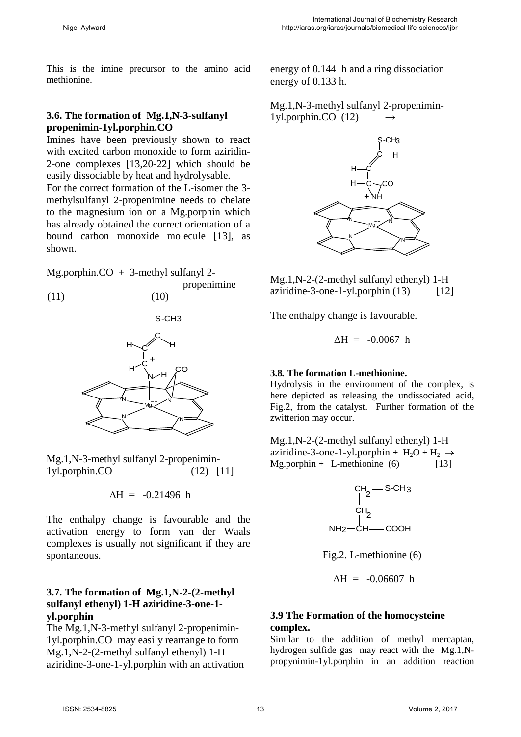This is the imine precursor to the amino acid methionine.

### 3.6. The formation of Mg.1,N-3-sulfanyl propenimin-1yl.porphin.CO

Imines have been previously shown to react with excited carbon monoxide to form aziridin-2-one complexes [13,20-22] which should be easily dissociable by heat and hydrolysable.
For the correct formation of the L-isomer the 3-methylsulfanyl 2-propenimine needs to chelate to the magnesium ion on a Mg.porphin which has already obtained the correct orientation of a bound carbon monoxide molecule [13], as shown.

Mg.porphin.CO + 3-methyl sulfanyl 2-propenimine
(11) (10)

Mg.1,N-3-methyl sulfanyl 2-propenimin-1yl.porphin.CO (12) [11]

$$\Delta H = -0.21496 \text{ h}$$

The enthalpy change is favourable and the activation energy to form van der Waals complexes is usually not significant if they are spontaneous.

### 3.7. The formation of Mg.1,N-2-(2-methyl sulfanyl ethenyl) 1-H aziridine-3-one-1-yl.porphin

The Mg.1,N-3-methyl sulfanyl 2-propenimin-1yl.porphin.CO may easily rearrange to form Mg.1,N-2-(2-methyl sulfanyl ethenyl) 1-H aziridine-3-one-1-yl.porphin with an activation energy of 0.144 h and a ring dissociation energy of 0.133 h.

Mg.1,N-3-methyl sulfanyl 2-propenimin-1yl.porphin.CO (12) →

Mg.1,N-2-(2-methyl sulfanyl ethenyl) 1-H aziridine-3-one-1-yl.porphin (13) [12]

The enthalpy change is favourable.

$$\Delta H = -0.0067 \text{ h}$$

### 3.8. The formation L-methionine.

Hydrolysis in the environment of the complex, is here depicted as releasing the undissociated acid, Fig.2, from the catalyst. Further formation of the zwitterion may occur.

Mg.1,N-2-(2-methyl sulfanyl ethenyl) 1-H aziridine-3-one-1-yl.porphin + $H_2O + H_2 \rightarrow$ Mg.porphin + L-methionine (6) [13]

Fig.2. L-methionine (6)

$$\Delta H = -0.06607 \text{ h}$$

### 3.9 The Formation of the homocysteine complex.

Similar to the addition of methyl mercaptan, hydrogen sulfide gas may react with the Mg.1,N-propynimin-1yl.porphin in an addition reaction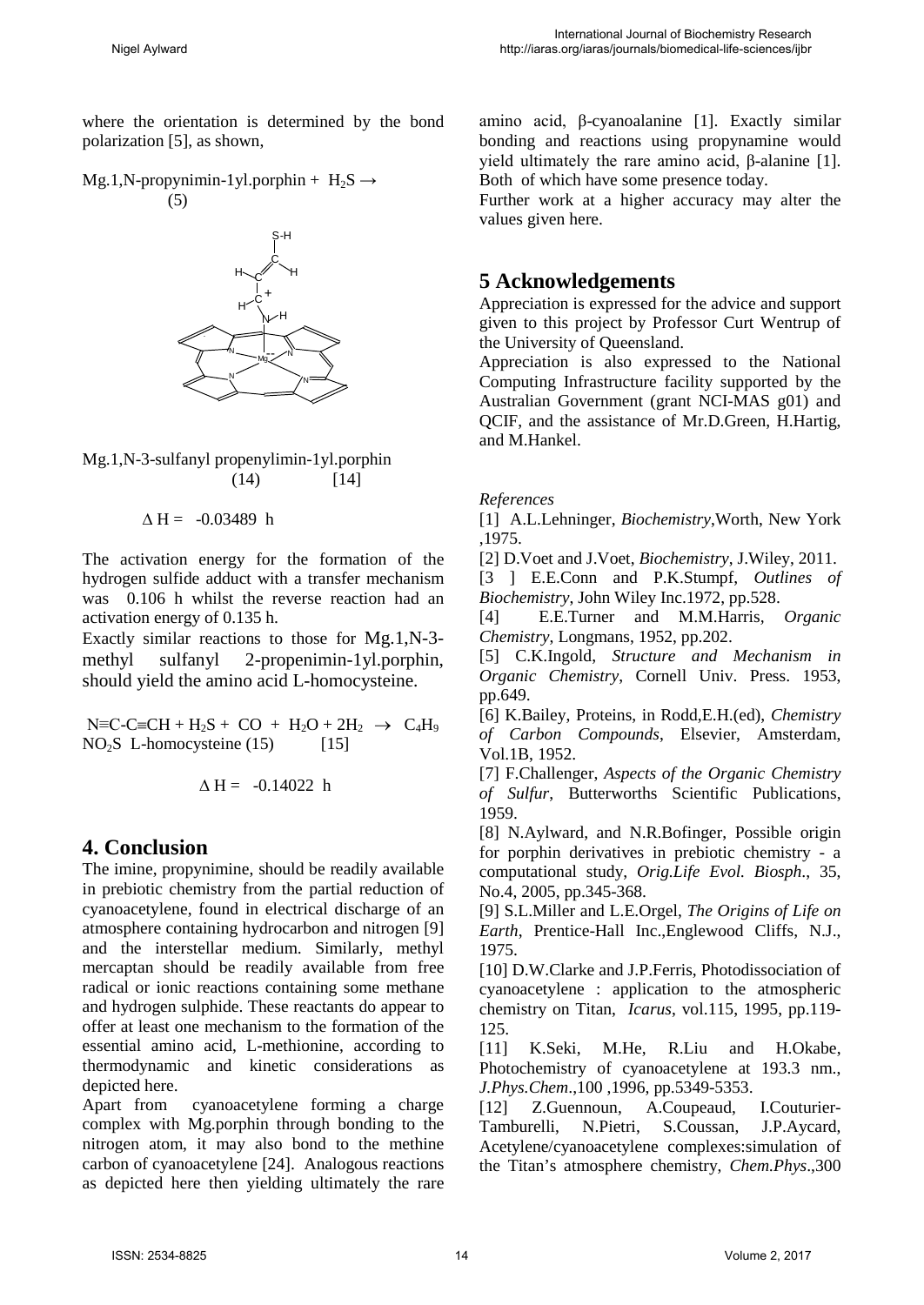where the orientation is determined by the bond polarization [5], as shown,

Mg.1,N-propynimin-1yl.porphin + $H_2S \rightarrow$ (5)

Mg.1,N-3-sulfanyl propenylimin-1yl.porphin (14) [14]

$$\Delta H = -0.03489 \text{ h}$$

The activation energy for the formation of the hydrogen sulfide adduct with a transfer mechanism was 0.106 h whilst the reverse reaction had an activation energy of 0.135 h.

Exactly similar reactions to those for Mg.1,N-3-methyl sulfanyl 2-propenimin-1yl.porphin, should yield the amino acid L-homocysteine.

$N\equiv C\text{-}C\equiv CH + H_2S + CO + H_2O + 2H_2 \rightarrow C_4H_9NO_2S$ L-homocysteine (15) [15]

$$\Delta H = -0.14022 \text{ h}$$

## 4. Conclusion

The imine, propynimine, should be readily available in prebiotic chemistry from the partial reduction of cyanoacetylene, found in electrical discharge of an atmosphere containing hydrocarbon and nitrogen [9] and the interstellar medium. Similarly, methyl mercaptan should be readily available from free radical or ionic reactions containing some methane and hydrogen sulphide. These reactants do appear to offer at least one mechanism to the formation of the essential amino acid, L-methionine, according to thermodynamic and kinetic considerations as depicted here.

Apart from cyanoacetylene forming a charge complex with Mg.porphin through bonding to the nitrogen atom, it may also bond to the methine carbon of cyanoacetylene [24]. Analogous reactions as depicted here then yielding ultimately the rare amino acid, β-cyanoalanine [1]. Exactly similar bonding and reactions using propynamine would yield ultimately the rare amino acid, β-alanine [1]. Both of which have some presence today.

Further work at a higher accuracy may alter the values given here.

## 5 Acknowledgements

Appreciation is expressed for the advice and support given to this project by Professor Curt Wentrup of the University of Queensland.

Appreciation is also expressed to the National Computing Infrastructure facility supported by the Australian Government (grant NCI-MAS g01) and QCIF, and the assistance of Mr.D.Green, H.Hartig, and M.Hankel.

*References*

[1] A.L.Lehninger, *Biochemistry*,Worth, New York ,1975.

[2] D.Voet and J.Voet, *Biochemistry*, J.Wiley, 2011.

[3 ] E.E.Conn and P.K.Stumpf, *Outlines of Biochemistry*, John Wiley Inc.1972, pp.528.

[4] E.E.Turner and M.M.Harris, *Organic Chemistry*, Longmans, 1952, pp.202.

[5] C.K.Ingold, *Structure and Mechanism in Organic Chemistry*, Cornell Univ. Press. 1953, pp.649.

[6] K.Bailey, Proteins, in Rodd,E.H.(ed), *Chemistry of Carbon Compounds*, Elsevier, Amsterdam, Vol.1B, 1952.

[7] F.Challenger, *Aspects of the Organic Chemistry of Sulfur*, Butterworths Scientific Publications, 1959.

[8] N.Aylward, and N.R.Bofinger, Possible origin for porphin derivatives in prebiotic chemistry - a computational study, *Orig.Life Evol. Biosph*., 35, No.4, 2005, pp.345-368.

[9] S.L.Miller and L.E.Orgel, *The Origins of Life on Earth*, Prentice-Hall Inc.,Englewood Cliffs, N.J., 1975.

[10] D.W.Clarke and J.P.Ferris, Photodissociation of cyanoacetylene : application to the atmospheric chemistry on Titan, *Icarus*, vol.115, 1995, pp.119-125.

[11] K.Seki, M.He, R.Liu and H.Okabe, Photochemistry of cyanoacetylene at 193.3 nm., *J.Phys.Chem*.,100 ,1996, pp.5349-5353.

[12] Z.Guennoun, A.Coupeaud, I.Couturier-Tamburelli, N.Pietri, S.Coussan, J.P.Aycard, Acetylene/cyanoacetylene complexes:simulation of the Titan's atmosphere chemistry, *Chem.Phys*.,300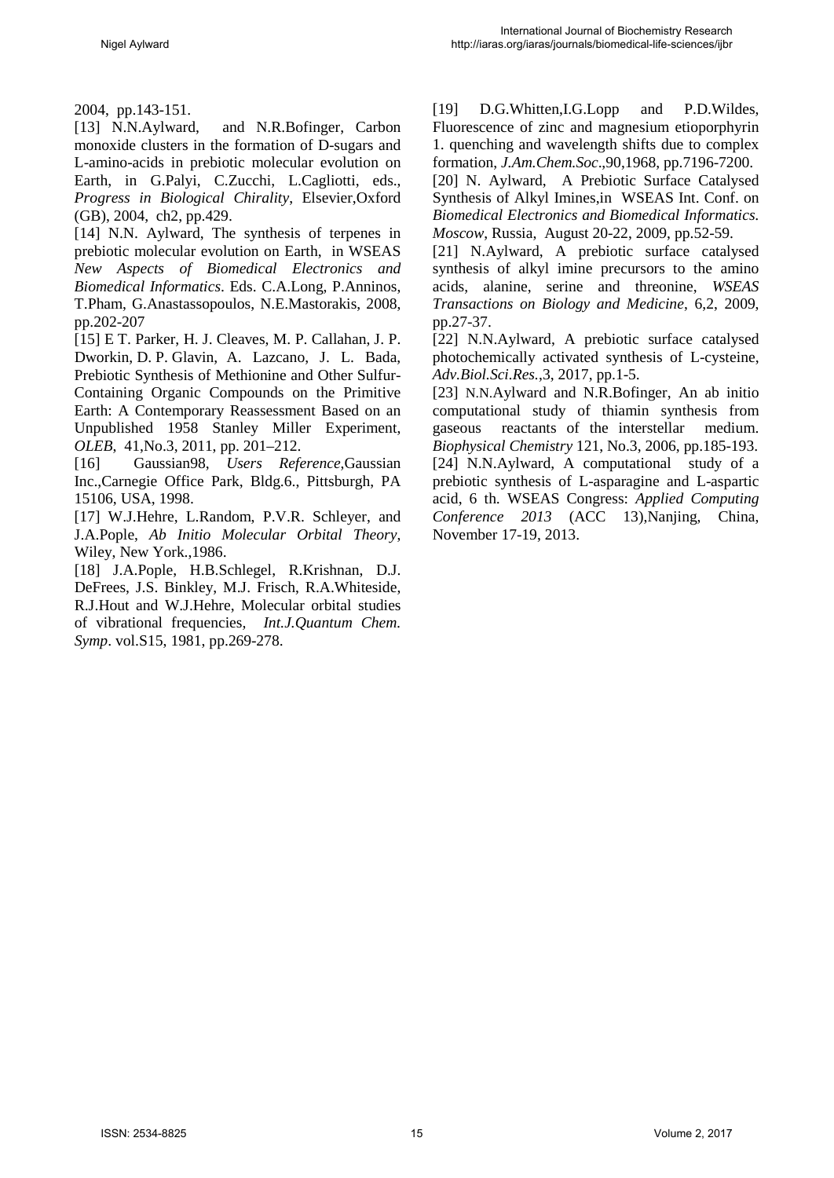2004, pp.143-151.

[13] N.N.Aylward, and N.R.Bofinger, Carbon monoxide clusters in the formation of D-sugars and L-amino-acids in prebiotic molecular evolution on Earth, in G.Palyi, C.Zucchi, L.Cagliotti, eds., *Progress in Biological Chirality*, Elsevier,Oxford (GB), 2004, ch2, pp.429.

[14] N.N. Aylward, The synthesis of terpenes in prebiotic molecular evolution on Earth, in WSEAS *New Aspects of Biomedical Electronics and Biomedical Informatics*. Eds. C.A.Long, P.Anninos, T.Pham, G.Anastassopoulos, N.E.Mastorakis, 2008, pp.202-207

[15] E T. Parker, H. J. Cleaves, M. P. Callahan, J. P. Dworkin, D. P. Glavin, A. Lazcano, J. L. Bada, Prebiotic Synthesis of Methionine and Other Sulfur-Containing Organic Compounds on the Primitive Earth: A Contemporary Reassessment Based on an Unpublished 1958 Stanley Miller Experiment, *OLEB*, 41,No.3, 2011, pp. 201–212.

[16] Gaussian98, *Users Reference*,Gaussian Inc.,Carnegie Office Park, Bldg.6., Pittsburgh, PA 15106, USA, 1998.

[17] W.J.Hehre, L.Random, P.V.R. Schleyer, and J.A.Pople, *Ab Initio Molecular Orbital Theory*, Wiley, New York.,1986.

[18] J.A.Pople, H.B.Schlegel, R.Krishnan, D.J. DeFrees, J.S. Binkley, M.J. Frisch, R.A.Whiteside, R.J.Hout and W.J.Hehre, Molecular orbital studies of vibrational frequencies, *Int.J.Quantum Chem. Symp*. vol.S15, 1981, pp.269-278.

[19] D.G.Whitten,I.G.Lopp and P.D.Wildes, Fluorescence of zinc and magnesium etioporphyrin 1. quenching and wavelength shifts due to complex formation, *J.Am.Chem.Soc*.,90,1968, pp.7196-7200.

[20] N. Aylward, A Prebiotic Surface Catalysed Synthesis of Alkyl Imines,in WSEAS Int. Conf. on *Biomedical Electronics and Biomedical Informatics. Moscow*, Russia, August 20-22, 2009, pp.52-59.

[21] N.Aylward, A prebiotic surface catalysed synthesis of alkyl imine precursors to the amino acids, alanine, serine and threonine, *WSEAS Transactions on Biology and Medicine*, 6,2, 2009, pp.27-37.

[22] N.N.Aylward, A prebiotic surface catalysed photochemically activated synthesis of L-cysteine, *Adv.Biol.Sci.Res.*,3, 2017, pp.1-5.

[23] N.N.Aylward and N.R.Bofinger, An ab initio computational study of thiamin synthesis from gaseous reactants of the interstellar medium. *Biophysical Chemistry* 121, No.3, 2006, pp.185-193.

[24] N.N.Aylward, A computational study of a prebiotic synthesis of L-asparagine and L-aspartic acid, 6 th. WSEAS Congress: *Applied Computing Conference 2013* (ACC 13),Nanjing, China, November 17-19, 2013.